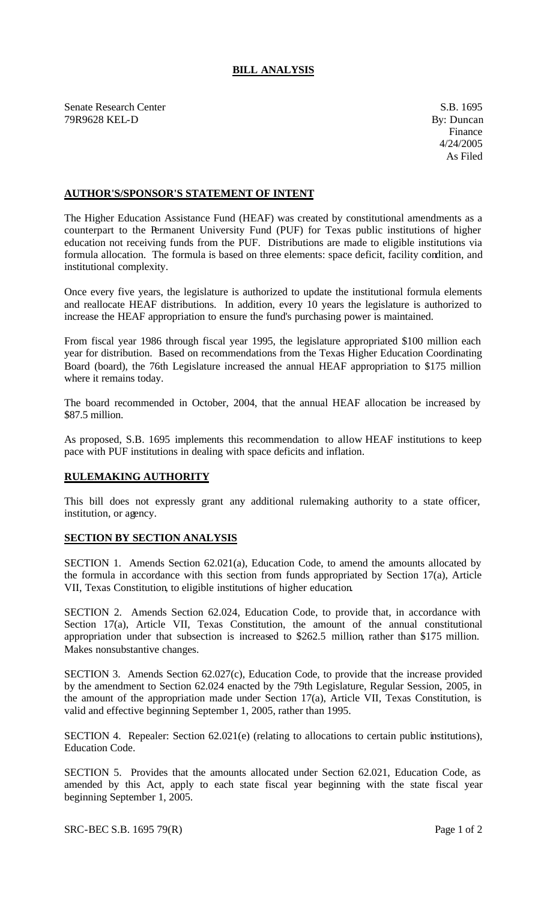**BILL ANALYSIS**

Senate Research Center
79R9628 KEL-D

S.B. 1695
By: Duncan
Finance
4/24/2005
As Filed

**AUTHOR'S/SPONSOR'S STATEMENT OF INTENT**

The Higher Education Assistance Fund (HEAF) was created by constitutional amendments as a counterpart to the Permanent University Fund (PUF) for Texas public institutions of higher education not receiving funds from the PUF. Distributions are made to eligible institutions via formula allocation. The formula is based on three elements: space deficit, facility condition, and institutional complexity.

Once every five years, the legislature is authorized to update the institutional formula elements and reallocate HEAF distributions. In addition, every 10 years the legislature is authorized to increase the HEAF appropriation to ensure the fund's purchasing power is maintained.

From fiscal year 1986 through fiscal year 1995, the legislature appropriated $100 million each year for distribution. Based on recommendations from the Texas Higher Education Coordinating Board (board), the 76th Legislature increased the annual HEAF appropriation to $175 million where it remains today.

The board recommended in October, 2004, that the annual HEAF allocation be increased by $87.5 million.

As proposed, S.B. 1695 implements this recommendation to allow HEAF institutions to keep pace with PUF institutions in dealing with space deficits and inflation.

**RULEMAKING AUTHORITY**

This bill does not expressly grant any additional rulemaking authority to a state officer, institution, or agency.

**SECTION BY SECTION ANALYSIS**

SECTION 1. Amends Section 62.021(a), Education Code, to amend the amounts allocated by the formula in accordance with this section from funds appropriated by Section 17(a), Article VII, Texas Constitution, to eligible institutions of higher education.

SECTION 2. Amends Section 62.024, Education Code, to provide that, in accordance with Section 17(a), Article VII, Texas Constitution, the amount of the annual constitutional appropriation under that subsection is increased to $262.5 million, rather than $175 million. Makes nonsubstantive changes.

SECTION 3. Amends Section 62.027(c), Education Code, to provide that the increase provided by the amendment to Section 62.024 enacted by the 79th Legislature, Regular Session, 2005, in the amount of the appropriation made under Section 17(a), Article VII, Texas Constitution, is valid and effective beginning September 1, 2005, rather than 1995.

SECTION 4. Repealer: Section 62.021(e) (relating to allocations to certain public institutions), Education Code.

SECTION 5. Provides that the amounts allocated under Section 62.021, Education Code, as amended by this Act, apply to each state fiscal year beginning with the state fiscal year beginning September 1, 2005.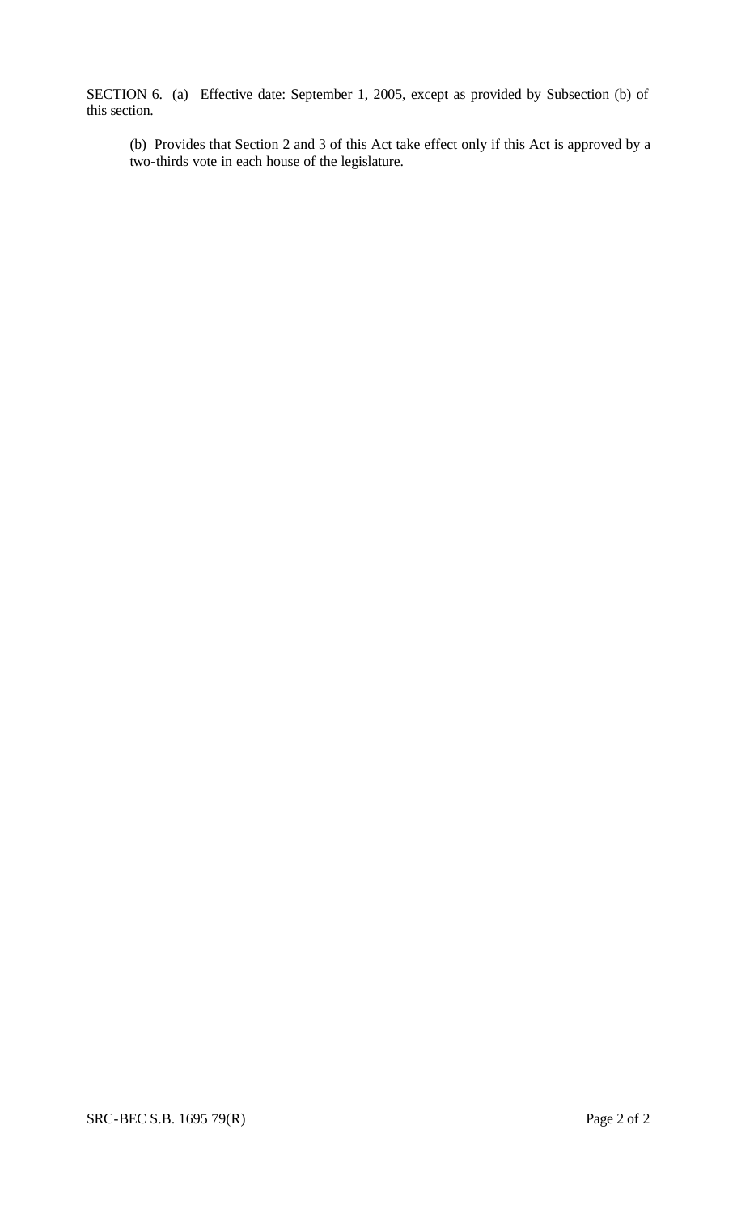SECTION 6. (a) Effective date: September 1, 2005, except as provided by Subsection (b) of this section.

(b) Provides that Section 2 and 3 of this Act take effect only if this Act is approved by a two-thirds vote in each house of the legislature.